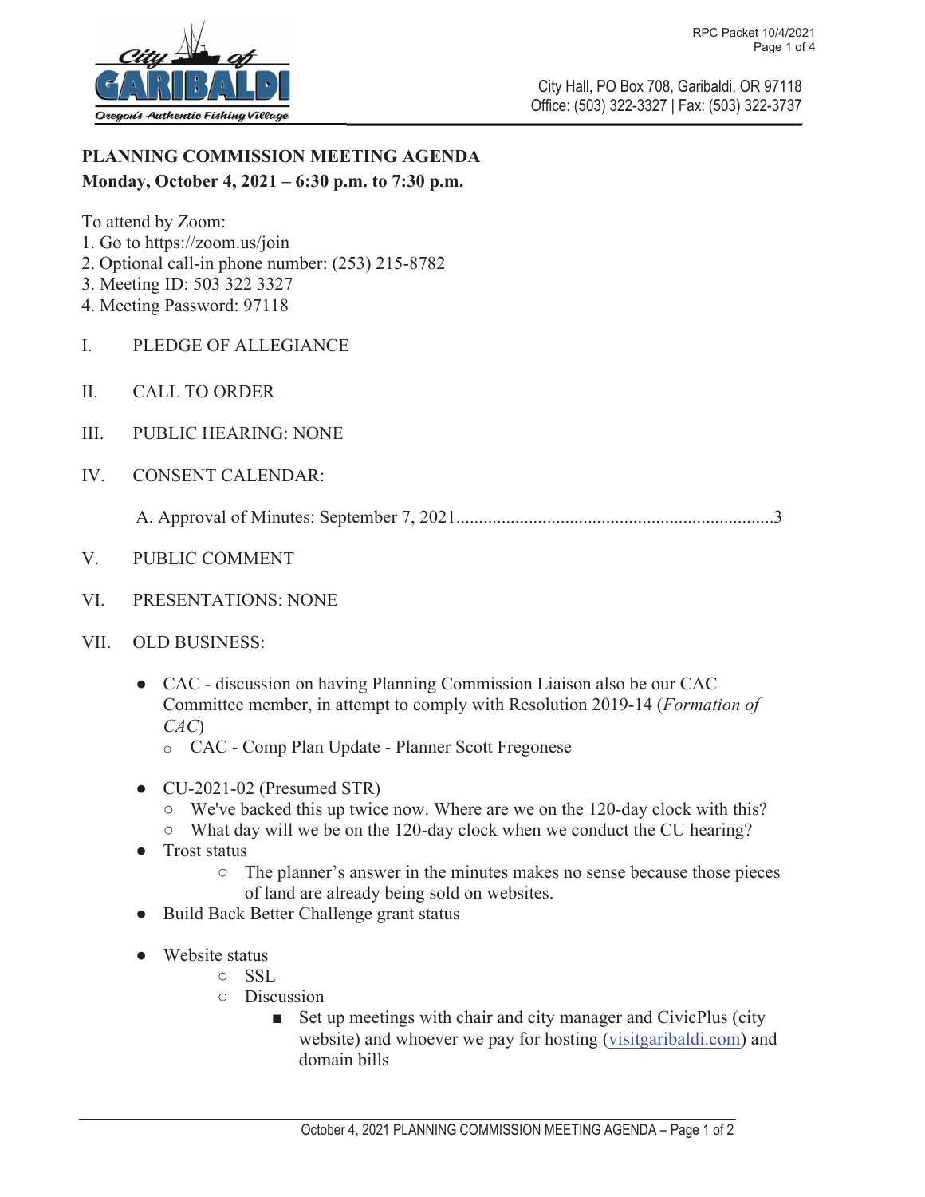City Hall, PO Box 708, Garibaldi, OR 97118
Office: (503) 322-3327 | Fax: (503) 322-3737

**PLANNING COMMISSION MEETING AGENDA**
**Monday, October 4, 2021 – 6:30 p.m. to 7:30 p.m.**

To attend by Zoom:
1. Go to https://zoom.us/join
2. Optional call-in phone number: (253) 215-8782
3. Meeting ID: 503 322 3327
4. Meeting Password: 97118

I. PLEDGE OF ALLEGIANCE

II. CALL TO ORDER

III. PUBLIC HEARING: NONE

IV. CONSENT CALENDAR:

A. Approval of Minutes: September 7, 2021......................................................................3

V. PUBLIC COMMENT

VI. PRESENTATIONS: NONE

VII. OLD BUSINESS:

- CAC - discussion on having Planning Commission Liaison also be our CAC Committee member, in attempt to comply with Resolution 2019-14 (*Formation of CAC*)
  - CAC - Comp Plan Update - Planner Scott Fregonese
- CU-2021-02 (Presumed STR)
  - We've backed this up twice now. Where are we on the 120-day clock with this?
  - What day will we be on the 120-day clock when we conduct the CU hearing?
- Trost status
  - The planner's answer in the minutes makes no sense because those pieces of land are already being sold on websites.
- Build Back Better Challenge grant status
- Website status
  - SSL
  - Discussion
    - Set up meetings with chair and city manager and CivicPlus (city website) and whoever we pay for hosting (visitgaribaldi.com) and domain bills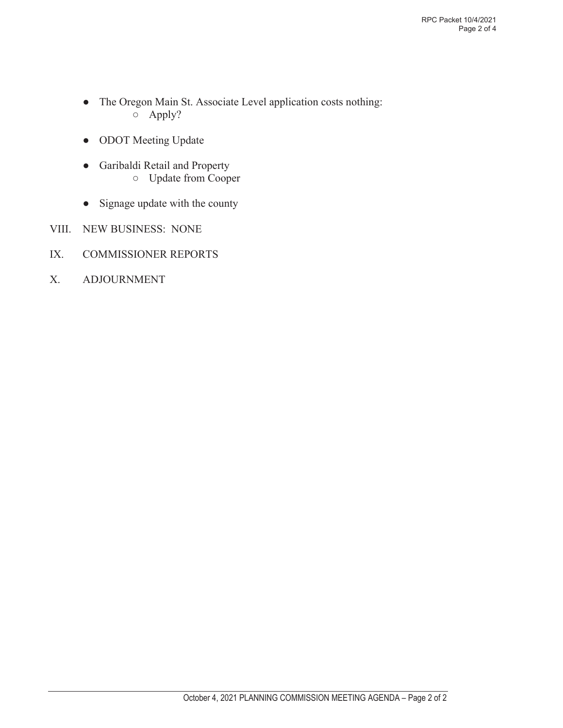- The Oregon Main St. Associate Level application costs nothing:
    - Apply?

- ODOT Meeting Update

- Garibaldi Retail and Property
    - Update from Cooper

- Signage update with the county

VIII. NEW BUSINESS: NONE

IX. COMMISSIONER REPORTS

X. ADJOURNMENT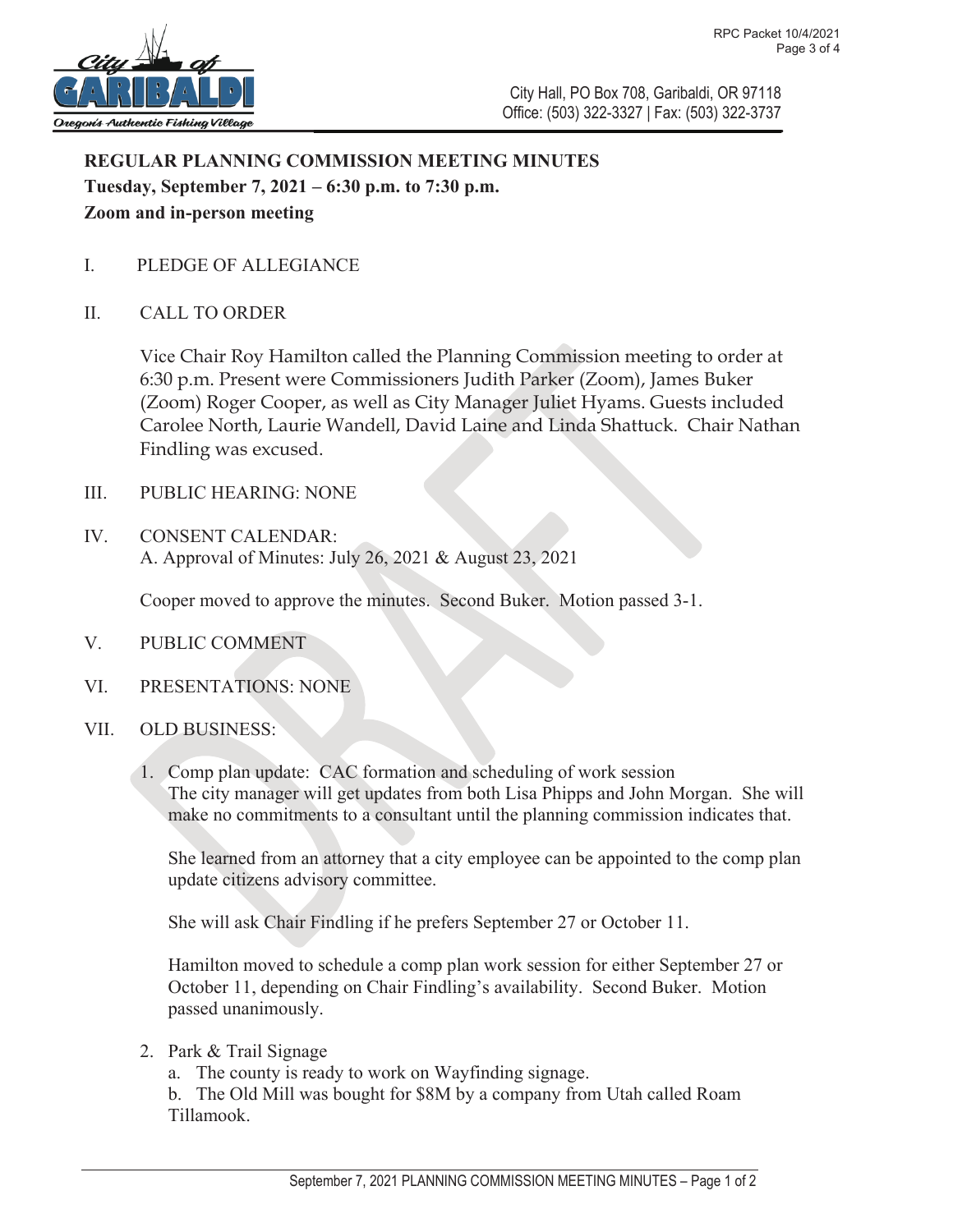City Hall, PO Box 708, Garibaldi, OR 97118
Office: (503) 322-3327 | Fax: (503) 322-3737

**REGULAR PLANNING COMMISSION MEETING MINUTES**
**Tuesday, September 7, 2021 – 6:30 p.m. to 7:30 p.m.**
**Zoom and in-person meeting**

I. PLEDGE OF ALLEGIANCE

II. CALL TO ORDER

Vice Chair Roy Hamilton called the Planning Commission meeting to order at 6:30 p.m. Present were Commissioners Judith Parker (Zoom), James Buker (Zoom) Roger Cooper, as well as City Manager Juliet Hyams. Guests included Carolee North, Laurie Wandell, David Laine and Linda Shattuck. Chair Nathan Findling was excused.

III. PUBLIC HEARING: NONE

IV. CONSENT CALENDAR:
A. Approval of Minutes: July 26, 2021 & August 23, 2021

Cooper moved to approve the minutes. Second Buker. Motion passed 3-1.

V. PUBLIC COMMENT

VI. PRESENTATIONS: NONE

VII. OLD BUSINESS:

1. Comp plan update: CAC formation and scheduling of work session
   The city manager will get updates from both Lisa Phipps and John Morgan. She will make no commitments to a consultant until the planning commission indicates that.

   She learned from an attorney that a city employee can be appointed to the comp plan update citizens advisory committee.

   She will ask Chair Findling if he prefers September 27 or October 11.

   Hamilton moved to schedule a comp plan work session for either September 27 or October 11, depending on Chair Findling's availability. Second Buker. Motion passed unanimously.

2. Park & Trail Signage
   a. The county is ready to work on Wayfinding signage.
   b. The Old Mill was bought for $8M by a company from Utah called Roam Tillamook.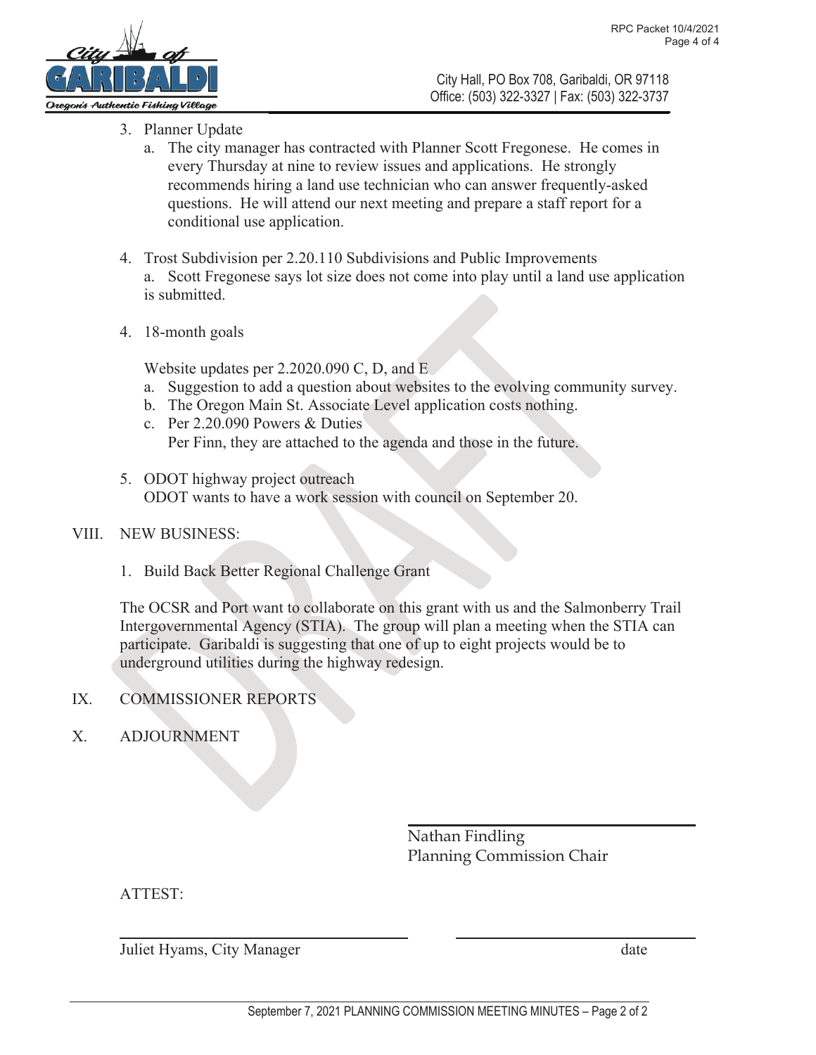3. Planner Update
   a. The city manager has contracted with Planner Scott Fregonese. He comes in every Thursday at nine to review issues and applications. He strongly recommends hiring a land use technician who can answer frequently-asked questions. He will attend our next meeting and prepare a staff report for a conditional use application.

4. Trost Subdivision per 2.20.110 Subdivisions and Public Improvements
   a. Scott Fregonese says lot size does not come into play until a land use application is submitted.

4. 18-month goals

   Website updates per 2.2020.090 C, D, and E
   a. Suggestion to add a question about websites to the evolving community survey.
   b. The Oregon Main St. Associate Level application costs nothing.
   c. Per 2.20.090 Powers & Duties
      Per Finn, they are attached to the agenda and those in the future.

5. ODOT highway project outreach
   ODOT wants to have a work session with council on September 20.

VIII. NEW BUSINESS:

1. Build Back Better Regional Challenge Grant

The OCSR and Port want to collaborate on this grant with us and the Salmonberry Trail Intergovernmental Agency (STIA). The group will plan a meeting when the STIA can participate. Garibaldi is suggesting that one of up to eight projects would be to underground utilities during the highway redesign.

IX. COMMISSIONER REPORTS

X. ADJOURNMENT

Nathan Findling
Planning Commission Chair

ATTEST:

Juliet Hyams, City Manager

date

September 7, 2021 PLANNING COMMISSION MEETING MINUTES – Page 2 of 2